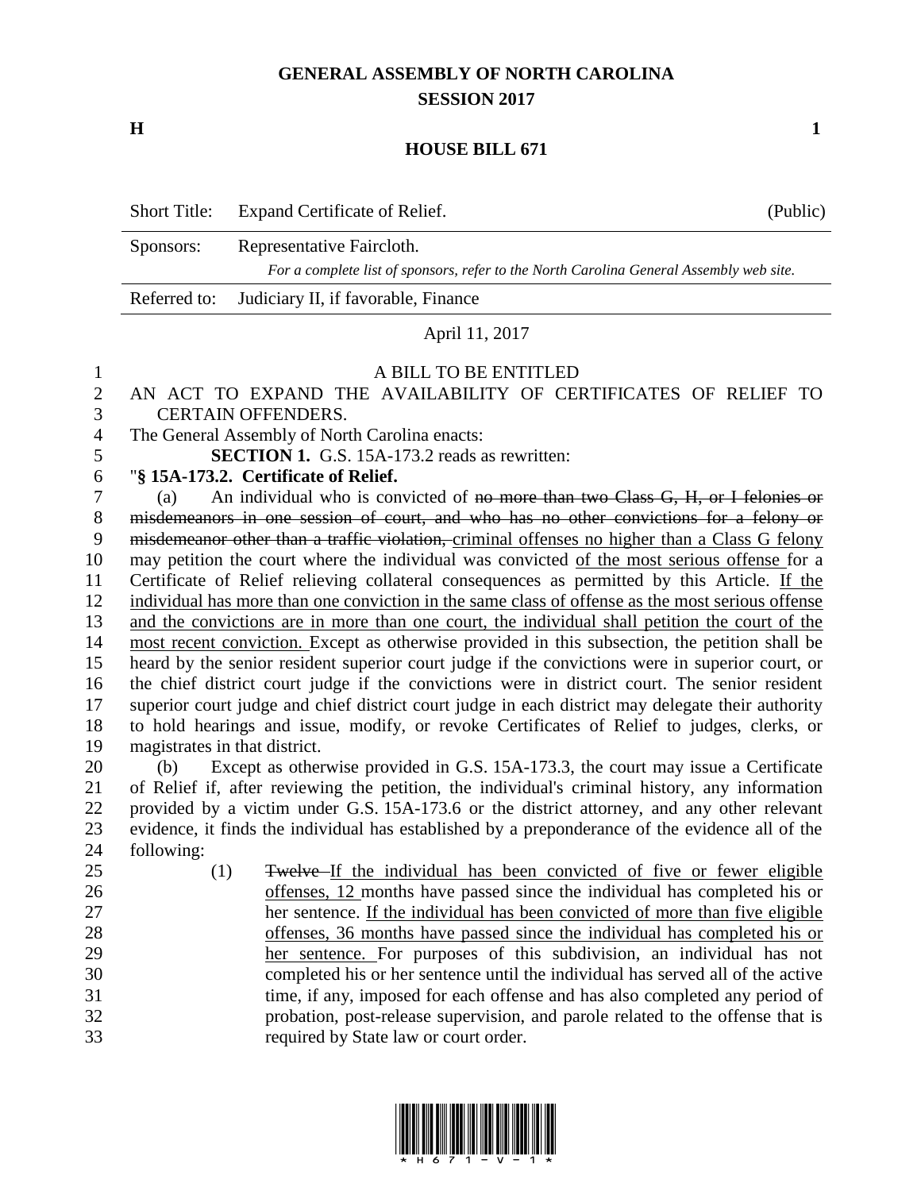# GENERAL ASSEMBLY OF NORTH CAROLINA
## SESSION 2017

**H** **1**

## HOUSE BILL 671

| | | |
|---|---|---|
| Short Title: | Expand Certificate of Relief. | (Public) |
| Sponsors: | Representative Faircloth. *For a complete list of sponsors, refer to the North Carolina General Assembly web site.* | |
| Referred to: | Judiciary II, if favorable, Finance | |

April 11, 2017

A BILL TO BE ENTITLED

AN ACT TO EXPAND THE AVAILABILITY OF CERTIFICATES OF RELIEF TO CERTAIN OFFENDERS.

The General Assembly of North Carolina enacts:

**SECTION 1.** G.S. 15A-173.2 reads as rewritten:

"**§ 15A-173.2. Certificate of Relief.**

(a) An individual who is convicted of ~~no more than two Class G, H, or I felonies or misdemeanors in one session of court, and who has no other convictions for a felony or misdemeanor other than a traffic violation,~~ criminal offenses no higher than a Class G felony may petition the court where the individual was convicted of the most serious offense for a Certificate of Relief relieving collateral consequences as permitted by this Article. If the individual has more than one conviction in the same class of offense as the most serious offense and the convictions are in more than one court, the individual shall petition the court of the most recent conviction. Except as otherwise provided in this subsection, the petition shall be heard by the senior resident superior court judge if the convictions were in superior court, or the chief district court judge if the convictions were in district court. The senior resident superior court judge and chief district court judge in each district may delegate their authority to hold hearings and issue, modify, or revoke Certificates of Relief to judges, clerks, or magistrates in that district.

(b) Except as otherwise provided in G.S. 15A-173.3, the court may issue a Certificate of Relief if, after reviewing the petition, the individual's criminal history, any information provided by a victim under G.S. 15A-173.6 or the district attorney, and any other relevant evidence, it finds the individual has established by a preponderance of the evidence all of the following:

(1) ~~Twelve~~ If the individual has been convicted of five or fewer eligible offenses, 12 months have passed since the individual has completed his or her sentence. If the individual has been convicted of more than five eligible offenses, 36 months have passed since the individual has completed his or her sentence. For purposes of this subdivision, an individual has not completed his or her sentence until the individual has served all of the active time, if any, imposed for each offense and has also completed any period of probation, post-release supervision, and parole related to the offense that is required by State law or court order.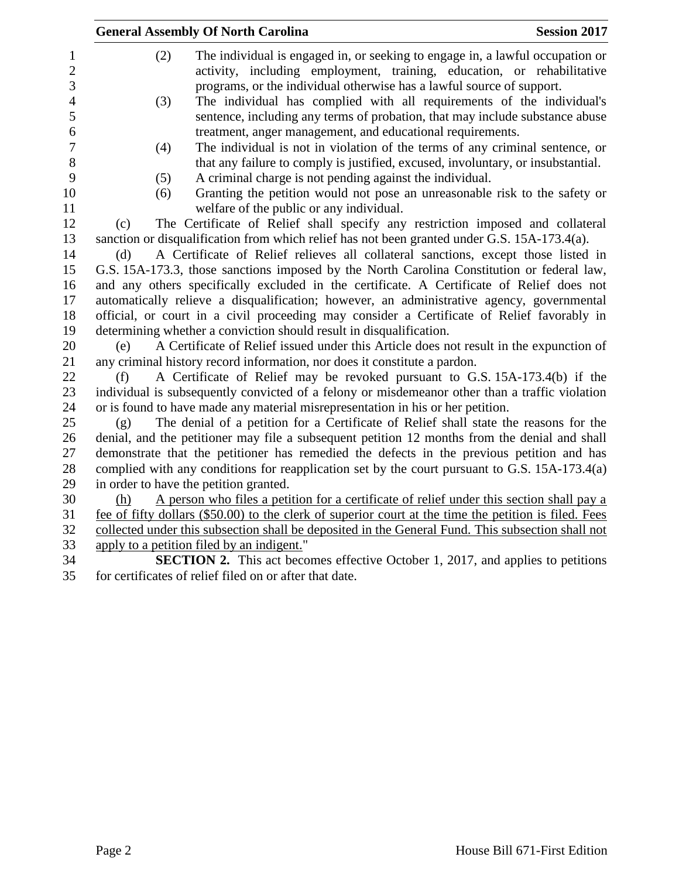(2) The individual is engaged in, or seeking to engage in, a lawful occupation or activity, including employment, training, education, or rehabilitative programs, or the individual otherwise has a lawful source of support.

(3) The individual has complied with all requirements of the individual's sentence, including any terms of probation, that may include substance abuse treatment, anger management, and educational requirements.

(4) The individual is not in violation of the terms of any criminal sentence, or that any failure to comply is justified, excused, involuntary, or insubstantial.

(5) A criminal charge is not pending against the individual.

(6) Granting the petition would not pose an unreasonable risk to the safety or welfare of the public or any individual.

(c) The Certificate of Relief shall specify any restriction imposed and collateral sanction or disqualification from which relief has not been granted under G.S. 15A-173.4(a).

(d) A Certificate of Relief relieves all collateral sanctions, except those listed in G.S. 15A-173.3, those sanctions imposed by the North Carolina Constitution or federal law, and any others specifically excluded in the certificate. A Certificate of Relief does not automatically relieve a disqualification; however, an administrative agency, governmental official, or court in a civil proceeding may consider a Certificate of Relief favorably in determining whether a conviction should result in disqualification.

(e) A Certificate of Relief issued under this Article does not result in the expunction of any criminal history record information, nor does it constitute a pardon.

(f) A Certificate of Relief may be revoked pursuant to G.S. 15A-173.4(b) if the individual is subsequently convicted of a felony or misdemeanor other than a traffic violation or is found to have made any material misrepresentation in his or her petition.

(g) The denial of a petition for a Certificate of Relief shall state the reasons for the denial, and the petitioner may file a subsequent petition 12 months from the denial and shall demonstrate that the petitioner has remedied the defects in the previous petition and has complied with any conditions for reapplication set by the court pursuant to G.S. 15A-173.4(a) in order to have the petition granted.

(h) A person who files a petition for a certificate of relief under this section shall pay a fee of fifty dollars ($50.00) to the clerk of superior court at the time the petition is filed. Fees collected under this subsection shall be deposited in the General Fund. This subsection shall not apply to a petition filed by an indigent."

**SECTION 2.** This act becomes effective October 1, 2017, and applies to petitions for certificates of relief filed on or after that date.